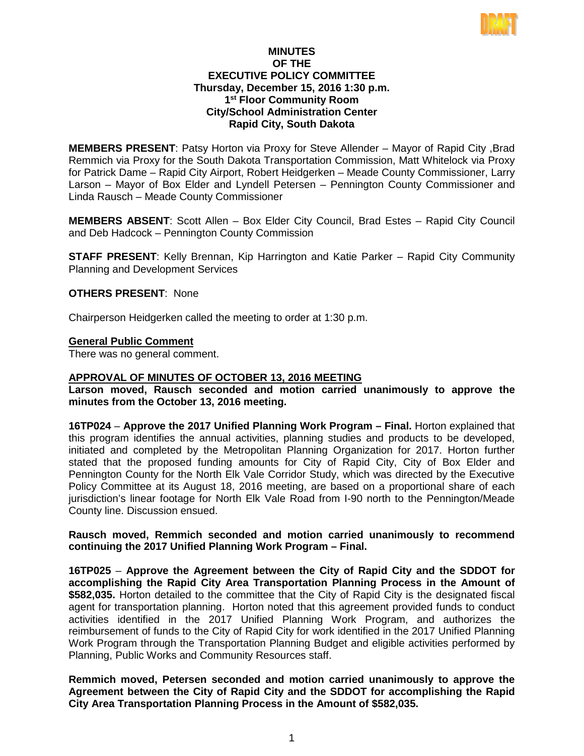DRAFT

# MINUTES
# OF THE
# EXECUTIVE POLICY COMMITTEE
## Thursday, December 15, 2016 1:30 p.m.
## 1st Floor Community Room
## City/School Administration Center
## Rapid City, South Dakota

**MEMBERS PRESENT**: Patsy Horton via Proxy for Steve Allender – Mayor of Rapid City ,Brad Remmich via Proxy for the South Dakota Transportation Commission, Matt Whitelock via Proxy for Patrick Dame – Rapid City Airport, Robert Heidgerken – Meade County Commissioner, Larry Larson – Mayor of Box Elder and Lyndell Petersen – Pennington County Commissioner and Linda Rausch – Meade County Commissioner

**MEMBERS ABSENT**: Scott Allen – Box Elder City Council, Brad Estes – Rapid City Council and Deb Hadcock – Pennington County Commission

**STAFF PRESENT**: Kelly Brennan, Kip Harrington and Katie Parker – Rapid City Community Planning and Development Services

**OTHERS PRESENT**: None

Chairperson Heidgerken called the meeting to order at 1:30 p.m.

**General Public Comment**

There was no general comment.

**APPROVAL OF MINUTES OF OCTOBER 13, 2016 MEETING**

**Larson moved, Rausch seconded and motion carried unanimously to approve the minutes from the October 13, 2016 meeting.**

**16TP024** – **Approve the 2017 Unified Planning Work Program – Final.** Horton explained that this program identifies the annual activities, planning studies and products to be developed, initiated and completed by the Metropolitan Planning Organization for 2017. Horton further stated that the proposed funding amounts for City of Rapid City, City of Box Elder and Pennington County for the North Elk Vale Corridor Study, which was directed by the Executive Policy Committee at its August 18, 2016 meeting, are based on a proportional share of each jurisdiction's linear footage for North Elk Vale Road from I-90 north to the Pennington/Meade County line. Discussion ensued.

**Rausch moved, Remmich seconded and motion carried unanimously to recommend continuing the 2017 Unified Planning Work Program – Final.**

**16TP025** – **Approve the Agreement between the City of Rapid City and the SDDOT for accomplishing the Rapid City Area Transportation Planning Process in the Amount of $582,035.** Horton detailed to the committee that the City of Rapid City is the designated fiscal agent for transportation planning. Horton noted that this agreement provided funds to conduct activities identified in the 2017 Unified Planning Work Program, and authorizes the reimbursement of funds to the City of Rapid City for work identified in the 2017 Unified Planning Work Program through the Transportation Planning Budget and eligible activities performed by Planning, Public Works and Community Resources staff.

**Remmich moved, Petersen seconded and motion carried unanimously to approve the Agreement between the City of Rapid City and the SDDOT for accomplishing the Rapid City Area Transportation Planning Process in the Amount of $582,035.**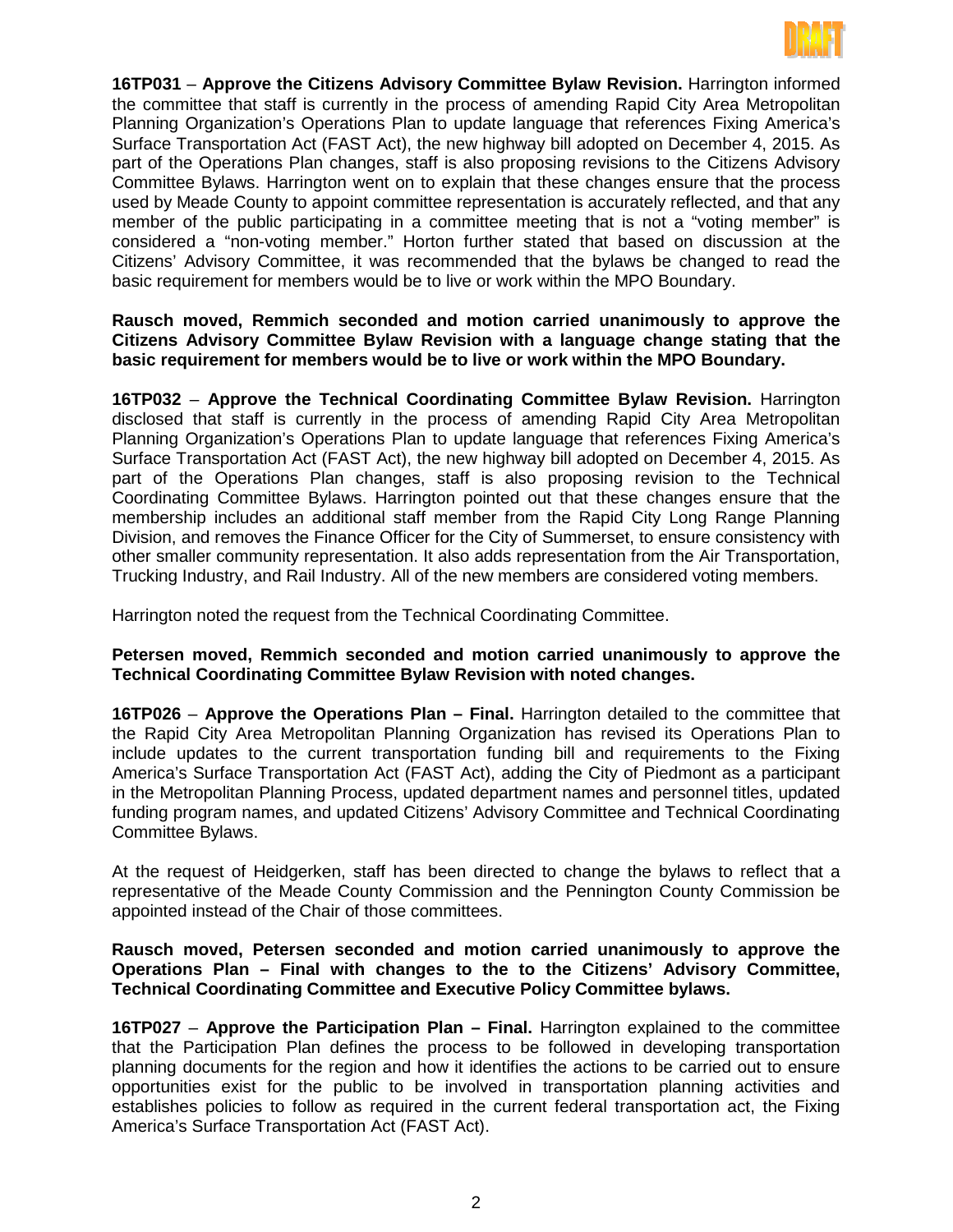**16TP031** – **Approve the Citizens Advisory Committee Bylaw Revision.** Harrington informed the committee that staff is currently in the process of amending Rapid City Area Metropolitan Planning Organization's Operations Plan to update language that references Fixing America's Surface Transportation Act (FAST Act), the new highway bill adopted on December 4, 2015. As part of the Operations Plan changes, staff is also proposing revisions to the Citizens Advisory Committee Bylaws. Harrington went on to explain that these changes ensure that the process used by Meade County to appoint committee representation is accurately reflected, and that any member of the public participating in a committee meeting that is not a "voting member" is considered a "non-voting member." Horton further stated that based on discussion at the Citizens' Advisory Committee, it was recommended that the bylaws be changed to read the basic requirement for members would be to live or work within the MPO Boundary.

**Rausch moved, Remmich seconded and motion carried unanimously to approve the Citizens Advisory Committee Bylaw Revision with a language change stating that the basic requirement for members would be to live or work within the MPO Boundary.**

**16TP032** – **Approve the Technical Coordinating Committee Bylaw Revision.** Harrington disclosed that staff is currently in the process of amending Rapid City Area Metropolitan Planning Organization's Operations Plan to update language that references Fixing America's Surface Transportation Act (FAST Act), the new highway bill adopted on December 4, 2015. As part of the Operations Plan changes, staff is also proposing revision to the Technical Coordinating Committee Bylaws. Harrington pointed out that these changes ensure that the membership includes an additional staff member from the Rapid City Long Range Planning Division, and removes the Finance Officer for the City of Summerset, to ensure consistency with other smaller community representation. It also adds representation from the Air Transportation, Trucking Industry, and Rail Industry. All of the new members are considered voting members.

Harrington noted the request from the Technical Coordinating Committee.

**Petersen moved, Remmich seconded and motion carried unanimously to approve the Technical Coordinating Committee Bylaw Revision with noted changes.**

**16TP026** – **Approve the Operations Plan – Final.** Harrington detailed to the committee that the Rapid City Area Metropolitan Planning Organization has revised its Operations Plan to include updates to the current transportation funding bill and requirements to the Fixing America's Surface Transportation Act (FAST Act), adding the City of Piedmont as a participant in the Metropolitan Planning Process, updated department names and personnel titles, updated funding program names, and updated Citizens' Advisory Committee and Technical Coordinating Committee Bylaws.

At the request of Heidgerken, staff has been directed to change the bylaws to reflect that a representative of the Meade County Commission and the Pennington County Commission be appointed instead of the Chair of those committees.

**Rausch moved, Petersen seconded and motion carried unanimously to approve the Operations Plan – Final with changes to the to the Citizens' Advisory Committee, Technical Coordinating Committee and Executive Policy Committee bylaws.**

**16TP027** – **Approve the Participation Plan – Final.** Harrington explained to the committee that the Participation Plan defines the process to be followed in developing transportation planning documents for the region and how it identifies the actions to be carried out to ensure opportunities exist for the public to be involved in transportation planning activities and establishes policies to follow as required in the current federal transportation act, the Fixing America's Surface Transportation Act (FAST Act).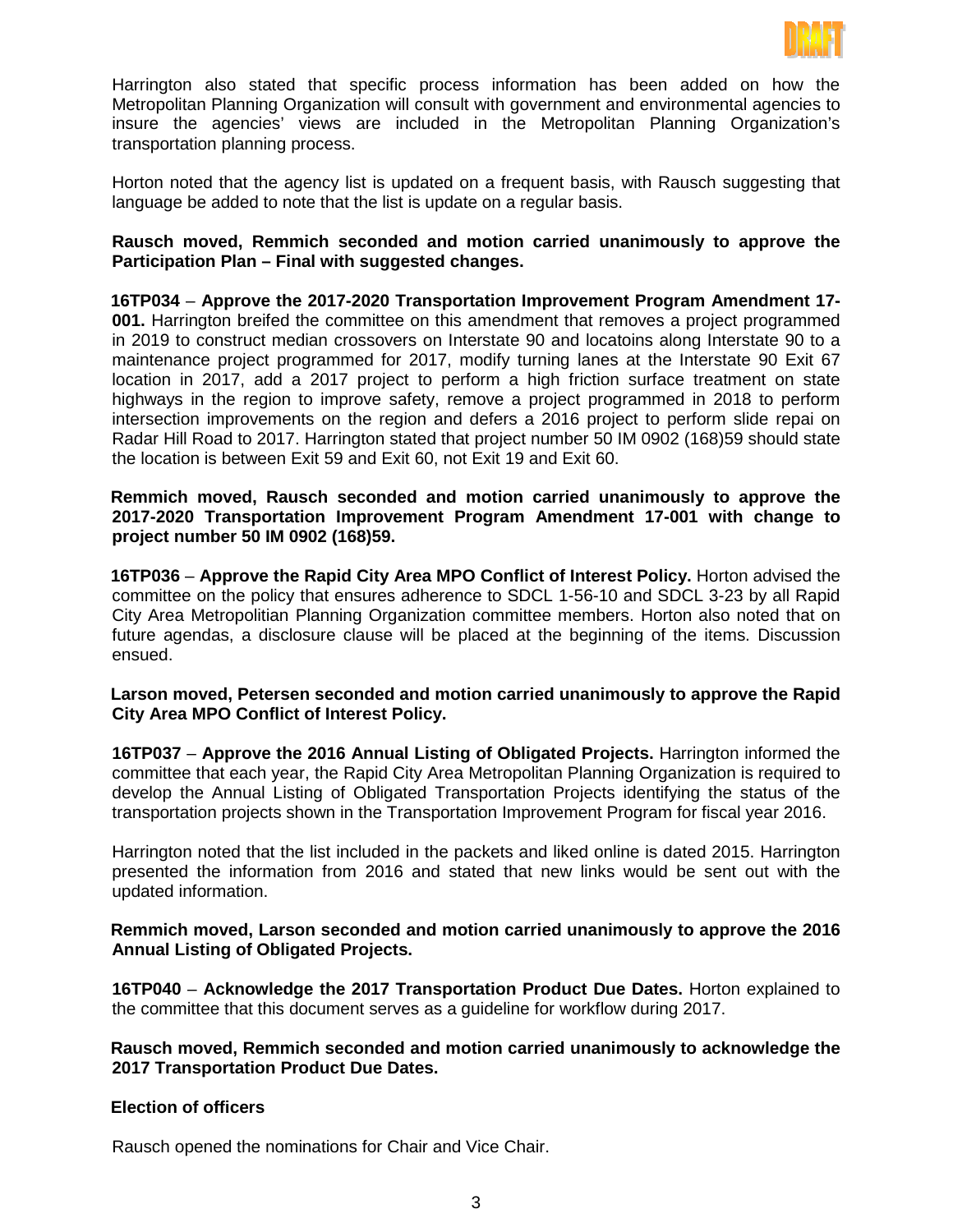Harrington also stated that specific process information has been added on how the Metropolitan Planning Organization will consult with government and environmental agencies to insure the agencies' views are included in the Metropolitan Planning Organization's transportation planning process.

Horton noted that the agency list is updated on a frequent basis, with Rausch suggesting that language be added to note that the list is update on a regular basis.

**Rausch moved, Remmich seconded and motion carried unanimously to approve the Participation Plan – Final with suggested changes.**

**16TP034** – **Approve the 2017-2020 Transportation Improvement Program Amendment 17-001.** Harrington breifed the committee on this amendment that removes a project programmed in 2019 to construct median crossovers on Interstate 90 and locatoins along Interstate 90 to a maintenance project programmed for 2017, modify turning lanes at the Interstate 90 Exit 67 location in 2017, add a 2017 project to perform a high friction surface treatment on state highways in the region to improve safety, remove a project programmed in 2018 to perform intersection improvements on the region and defers a 2016 project to perform slide repai on Radar Hill Road to 2017. Harrington stated that project number 50 IM 0902 (168)59 should state the location is between Exit 59 and Exit 60, not Exit 19 and Exit 60.

**Remmich moved, Rausch seconded and motion carried unanimously to approve the 2017-2020 Transportation Improvement Program Amendment 17-001 with change to project number 50 IM 0902 (168)59.**

**16TP036** – **Approve the Rapid City Area MPO Conflict of Interest Policy.** Horton advised the committee on the policy that ensures adherence to SDCL 1-56-10 and SDCL 3-23 by all Rapid City Area Metropolitian Planning Organization committee members. Horton also noted that on future agendas, a disclosure clause will be placed at the beginning of the items. Discussion ensued.

**Larson moved, Petersen seconded and motion carried unanimously to approve the Rapid City Area MPO Conflict of Interest Policy.**

**16TP037** – **Approve the 2016 Annual Listing of Obligated Projects.** Harrington informed the committee that each year, the Rapid City Area Metropolitan Planning Organization is required to develop the Annual Listing of Obligated Transportation Projects identifying the status of the transportation projects shown in the Transportation Improvement Program for fiscal year 2016.

Harrington noted that the list included in the packets and liked online is dated 2015. Harrington presented the information from 2016 and stated that new links would be sent out with the updated information.

**Remmich moved, Larson seconded and motion carried unanimously to approve the 2016 Annual Listing of Obligated Projects.**

**16TP040** – **Acknowledge the 2017 Transportation Product Due Dates.** Horton explained to the committee that this document serves as a guideline for workflow during 2017.

**Rausch moved, Remmich seconded and motion carried unanimously to acknowledge the 2017 Transportation Product Due Dates.**

**Election of officers**

Rausch opened the nominations for Chair and Vice Chair.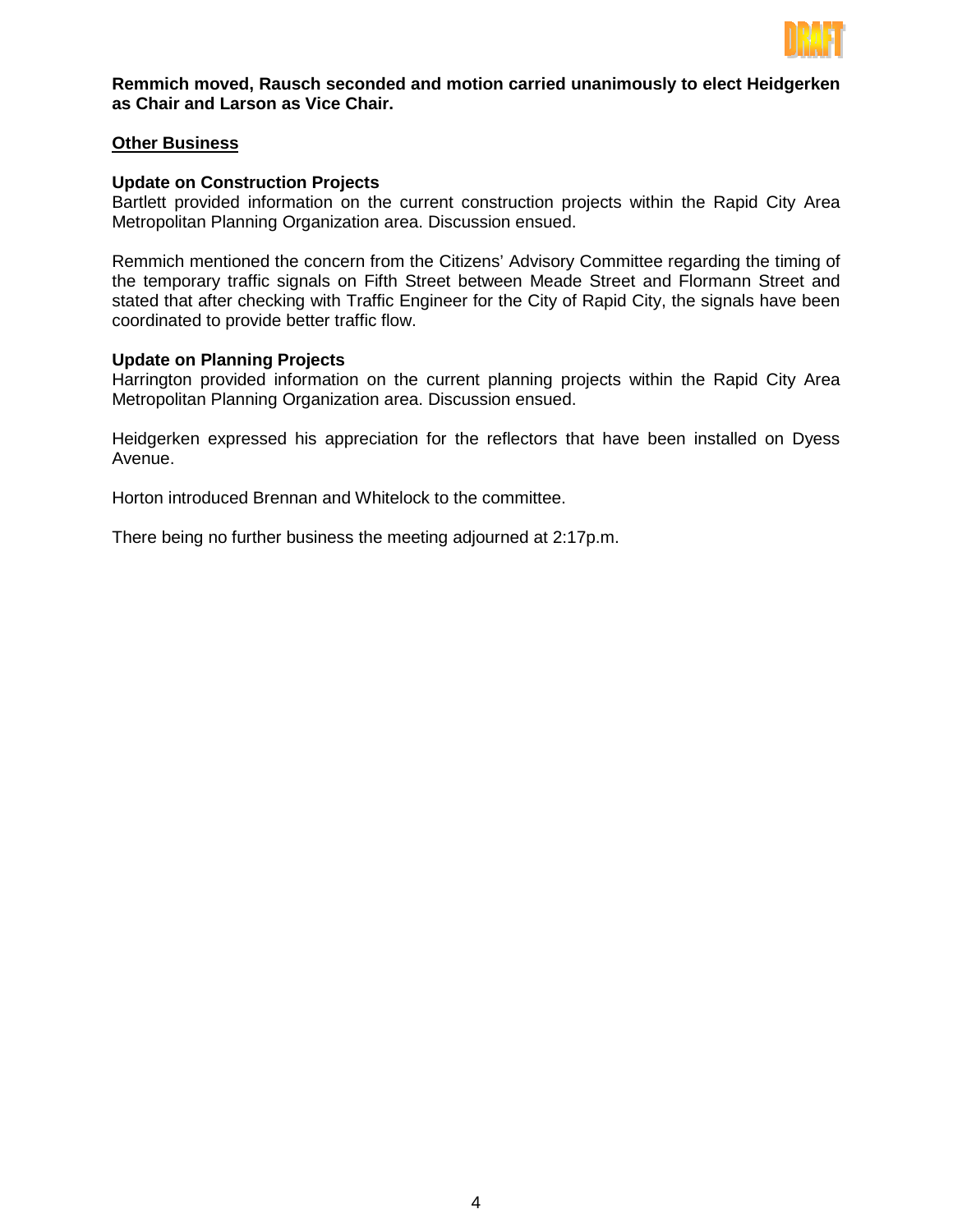**Remmich moved, Rausch seconded and motion carried unanimously to elect Heidgerken as Chair and Larson as Vice Chair.**

**Other Business**

**Update on Construction Projects**
Bartlett provided information on the current construction projects within the Rapid City Area Metropolitan Planning Organization area. Discussion ensued.

Remmich mentioned the concern from the Citizens' Advisory Committee regarding the timing of the temporary traffic signals on Fifth Street between Meade Street and Flormann Street and stated that after checking with Traffic Engineer for the City of Rapid City, the signals have been coordinated to provide better traffic flow.

**Update on Planning Projects**
Harrington provided information on the current planning projects within the Rapid City Area Metropolitan Planning Organization area. Discussion ensued.

Heidgerken expressed his appreciation for the reflectors that have been installed on Dyess Avenue.

Horton introduced Brennan and Whitelock to the committee.

There being no further business the meeting adjourned at 2:17p.m.